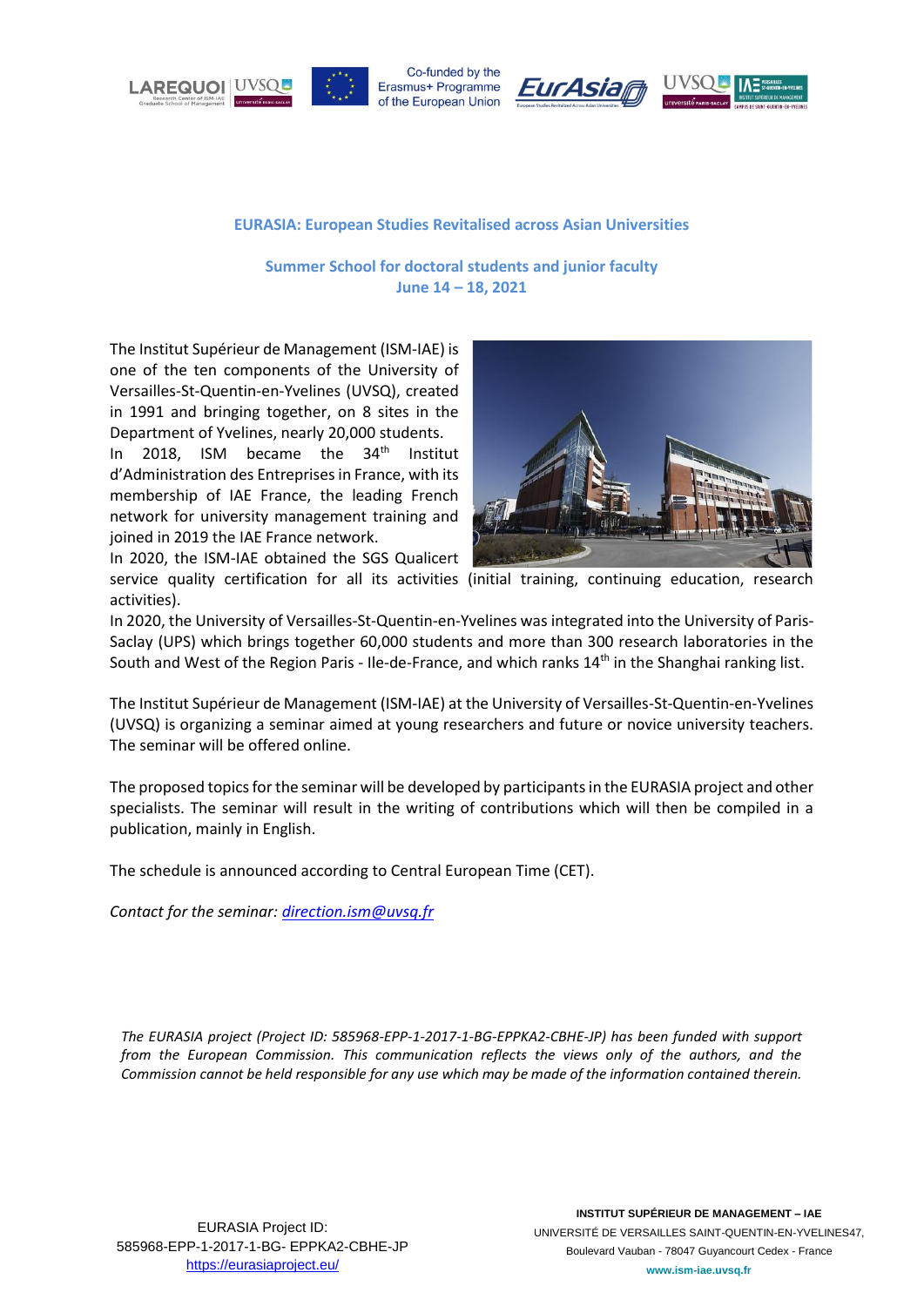## EURASIA: European Studies Revitalised across Asian Universities

### Summer School for doctoral students and junior faculty
### June 14 – 18, 2021

The Institut Supérieur de Management (ISM-IAE) is one of the ten components of the University of Versailles-St-Quentin-en-Yvelines (UVSQ), created in 1991 and bringing together, on 8 sites in the Department of Yvelines, nearly 20,000 students.
In 2018, ISM became the 34th Institut d'Administration des Entreprises in France, with its membership of IAE France, the leading French network for university management training and joined in 2019 the IAE France network.
In 2020, the ISM-IAE obtained the SGS Qualicert service quality certification for all its activities (initial training, continuing education, research activities).
In 2020, the University of Versailles-St-Quentin-en-Yvelines was integrated into the University of Paris-Saclay (UPS) which brings together 60,000 students and more than 300 research laboratories in the South and West of the Region Paris - Ile-de-France, and which ranks 14th in the Shanghai ranking list.

The Institut Supérieur de Management (ISM-IAE) at the University of Versailles-St-Quentin-en-Yvelines (UVSQ) is organizing a seminar aimed at young researchers and future or novice university teachers. The seminar will be offered online.

The proposed topics for the seminar will be developed by participants in the EURASIA project and other specialists. The seminar will result in the writing of contributions which will then be compiled in a publication, mainly in English.

The schedule is announced according to Central European Time (CET).

*Contact for the seminar: direction.ism@uvsq.fr*

*The EURASIA project (Project ID: 585968-EPP-1-2017-1-BG-EPPKA2-CBHE-JP) has been funded with support from the European Commission. This communication reflects the views only of the authors, and the Commission cannot be held responsible for any use which may be made of the information contained therein.*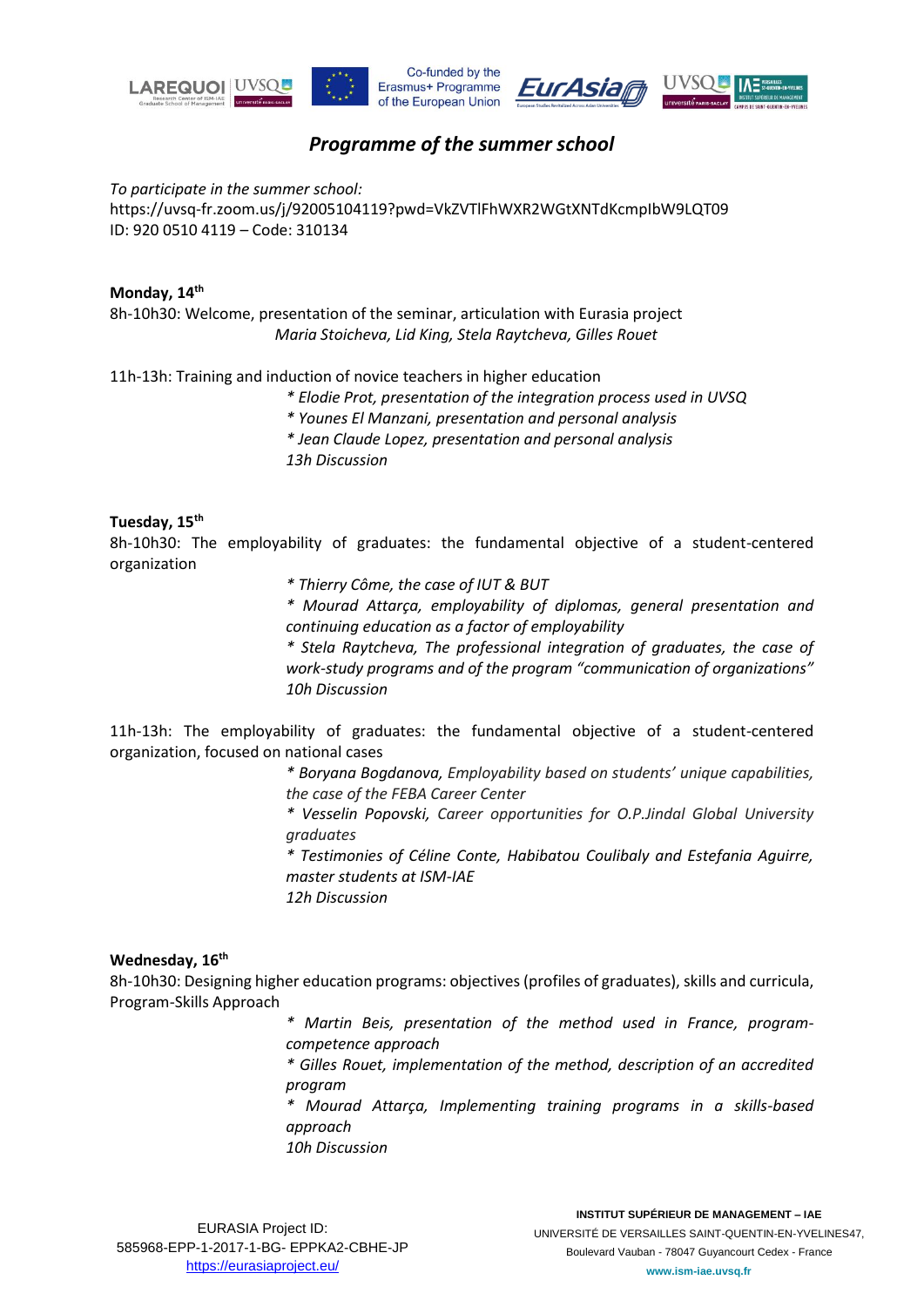## *Programme of the summer school*

*To participate in the summer school:*
https://uvsq-fr.zoom.us/j/92005104119?pwd=VkZVTlFhWXR2WGtXNTdKcmpIbW9LQT09
ID: 920 0510 4119 – Code: 310134

**Monday, 14th**

8h-10h30: Welcome, presentation of the seminar, articulation with Eurasia project

*Maria Stoicheva, Lid King, Stela Raytcheva, Gilles Rouet*

11h-13h: Training and induction of novice teachers in higher education

*\* Elodie Prot, presentation of the integration process used in UVSQ*
*\* Younes El Manzani, presentation and personal analysis*
*\* Jean Claude Lopez, presentation and personal analysis*
*13h Discussion*

**Tuesday, 15th**

8h-10h30: The employability of graduates: the fundamental objective of a student-centered organization

*\* Thierry Côme, the case of IUT & BUT*
*\* Mourad Attarça, employability of diplomas, general presentation and continuing education as a factor of employability*
*\* Stela Raytcheva, The professional integration of graduates, the case of work-study programs and of the program "communication of organizations"*
*10h Discussion*

11h-13h: The employability of graduates: the fundamental objective of a student-centered organization, focused on national cases

*\* Boryana Bogdanova, Employability based on students' unique capabilities, the case of the FEBA Career Center*
*\* Vesselin Popovski, Career opportunities for O.P.Jindal Global University graduates*
*\* Testimonies of Céline Conte, Habibatou Coulibaly and Estefania Aguirre, master students at ISM-IAE*
*12h Discussion*

**Wednesday, 16th**

8h-10h30: Designing higher education programs: objectives (profiles of graduates), skills and curricula, Program-Skills Approach

*\* Martin Beis, presentation of the method used in France, program-competence approach*
*\* Gilles Rouet, implementation of the method, description of an accredited program*
*\* Mourad Attarça, Implementing training programs in a skills-based approach*
*10h Discussion*

EURASIA Project ID:
585968-EPP-1-2017-1-BG- EPPKA2-CBHE-JP
https://eurasiaproject.eu/

**INSTITUT SUPÉRIEUR DE MANAGEMENT – IAE**
UNIVERSITÉ DE VERSAILLES SAINT-QUENTIN-EN-YVELINES47,
Boulevard Vauban - 78047 Guyancourt Cedex - France
**www.ism-iae.uvsq.fr**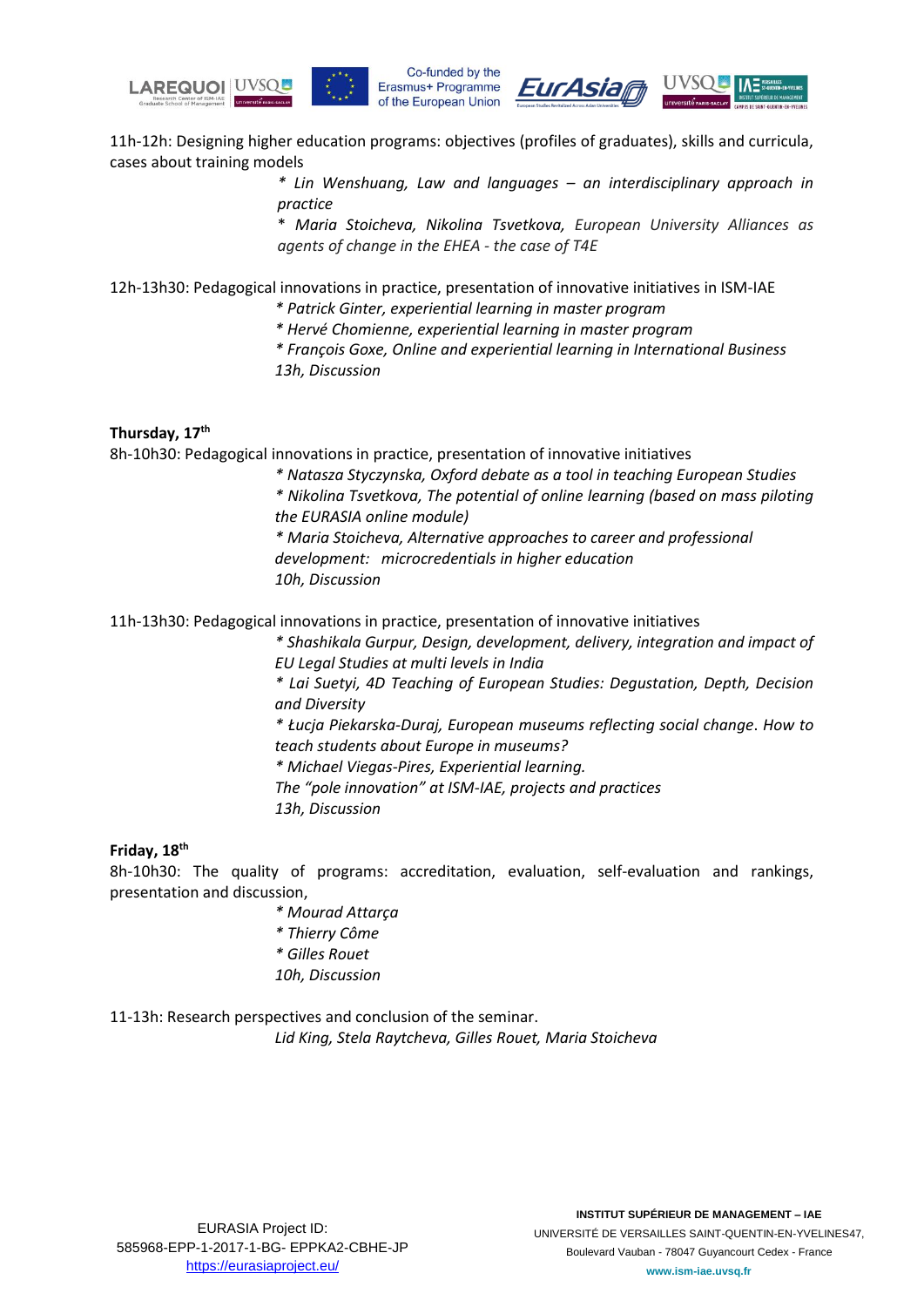11h-12h: Designing higher education programs: objectives (profiles of graduates), skills and curricula, cases about training models

*\* Lin Wenshuang, Law and languages – an interdisciplinary approach in practice*
*\* Maria Stoicheva, Nikolina Tsvetkova, European University Alliances as agents of change in the EHEA - the case of T4E*

12h-13h30: Pedagogical innovations in practice, presentation of innovative initiatives in ISM-IAE

*\* Patrick Ginter, experiential learning in master program*
*\* Hervé Chomienne, experiential learning in master program*
*\* François Goxe, Online and experiential learning in International Business*
*13h, Discussion*

**Thursday, 17th**

8h-10h30: Pedagogical innovations in practice, presentation of innovative initiatives

*\* Natasza Styczynska, Oxford debate as a tool in teaching European Studies*
*\* Nikolina Tsvetkova, The potential of online learning (based on mass piloting the EURASIA online module)*
*\* Maria Stoicheva, Alternative approaches to career and professional development: microcredentials in higher education*
*10h, Discussion*

11h-13h30: Pedagogical innovations in practice, presentation of innovative initiatives

*\* Shashikala Gurpur, Design, development, delivery, integration and impact of EU Legal Studies at multi levels in India*
*\* Lai Suetyi, 4D Teaching of European Studies: Degustation, Depth, Decision and Diversity*
*\* Łucja Piekarska-Duraj, European museums reflecting social change. How to teach students about Europe in museums?*
*\* Michael Viegas-Pires, Experiential learning.*
*The "pole innovation" at ISM-IAE, projects and practices*
*13h, Discussion*

**Friday, 18th**

8h-10h30: The quality of programs: accreditation, evaluation, self-evaluation and rankings, presentation and discussion,

*\* Mourad Attarça*
*\* Thierry Côme*
*\* Gilles Rouet*
*10h, Discussion*

11-13h: Research perspectives and conclusion of the seminar.

*Lid King, Stela Raytcheva, Gilles Rouet, Maria Stoicheva*